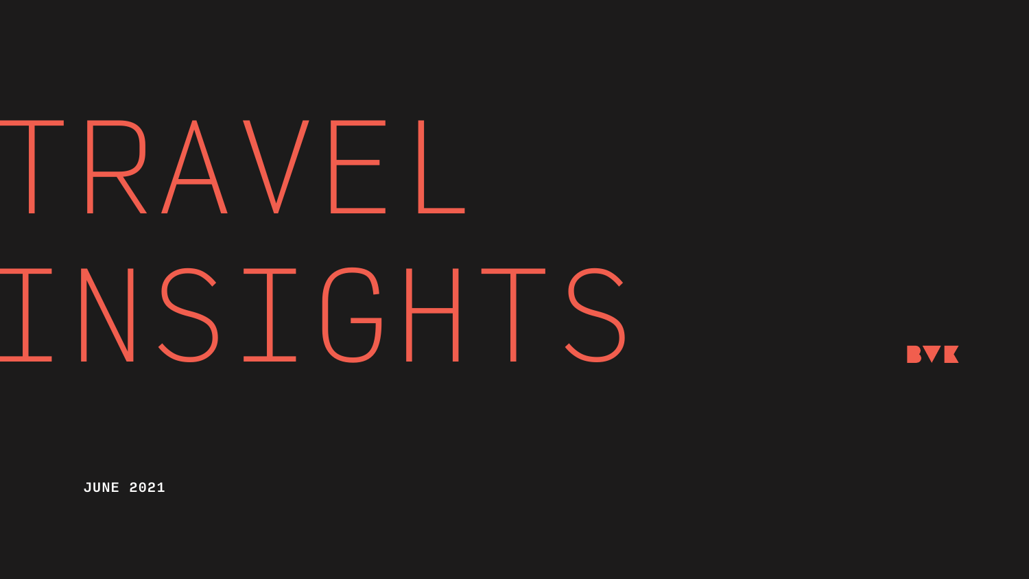# TRAVEL INSIGHTS

BVK

JUNE 2021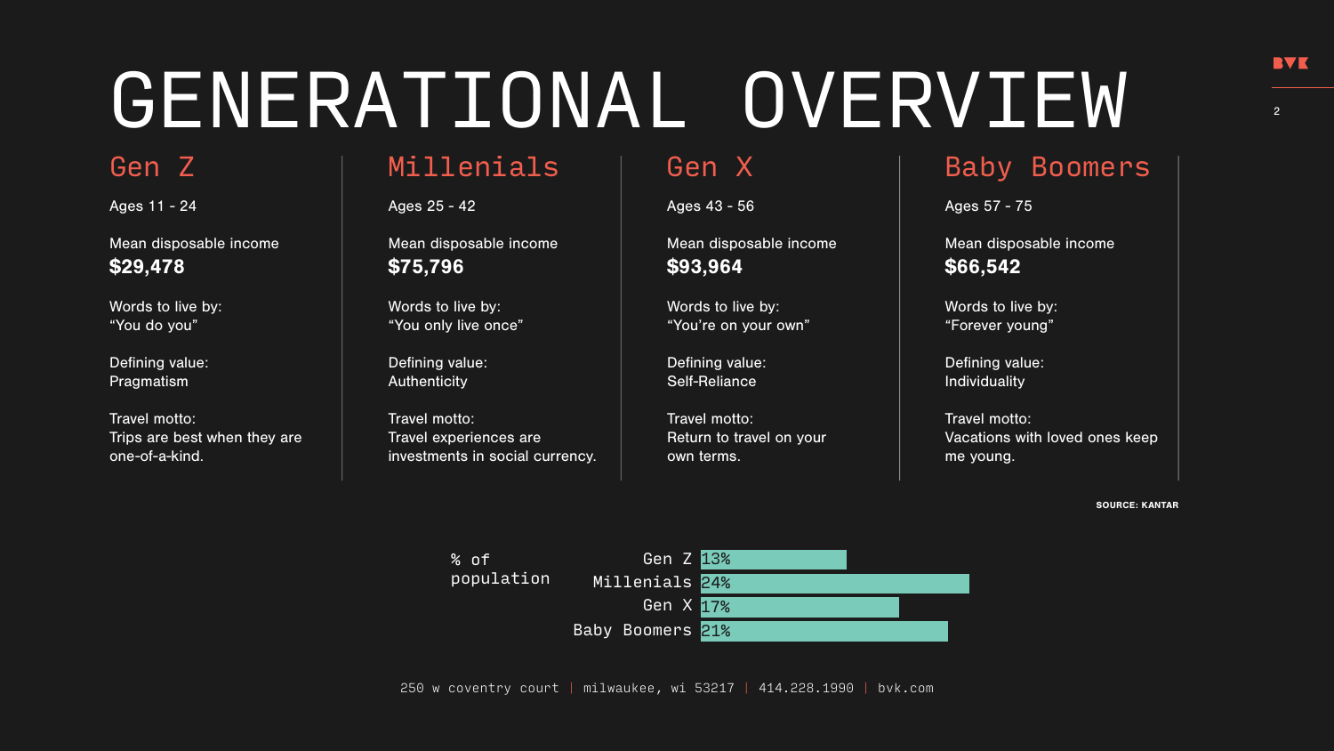# GENERATIONAL OVERVIEW

## Gen Z

Ages 11 - 24

Mean disposable income
**$29,478**

Words to live by:
“You do you”

Defining value:
Pragmatism

Travel motto:
Trips are best when they are one-of-a-kind.

## Millenials

Ages 25 - 42

Mean disposable income
**$75,796**

Words to live by:
“You only live once”

Defining value:
Authenticity

Travel motto:
Travel experiences are investments in social currency.

## Gen X

Ages 43 - 56

Mean disposable income
**$93,964**

Words to live by:
“You’re on your own”

Defining value:
Self-Reliance

Travel motto:
Return to travel on your own terms.

## Baby Boomers

Ages 57 - 75

Mean disposable income
**$66,542**

Words to live by:
“Forever young”

Defining value:
Individuality

Travel motto:
Vacations with loved ones keep me young.

**SOURCE: KANTAR**

% of population

Gen Z 13%

Millenials 24%

Gen X 17%

Baby Boomers 21%

250 w coventry court | milwaukee, wi 53217 | 414.228.1990 | bvk.com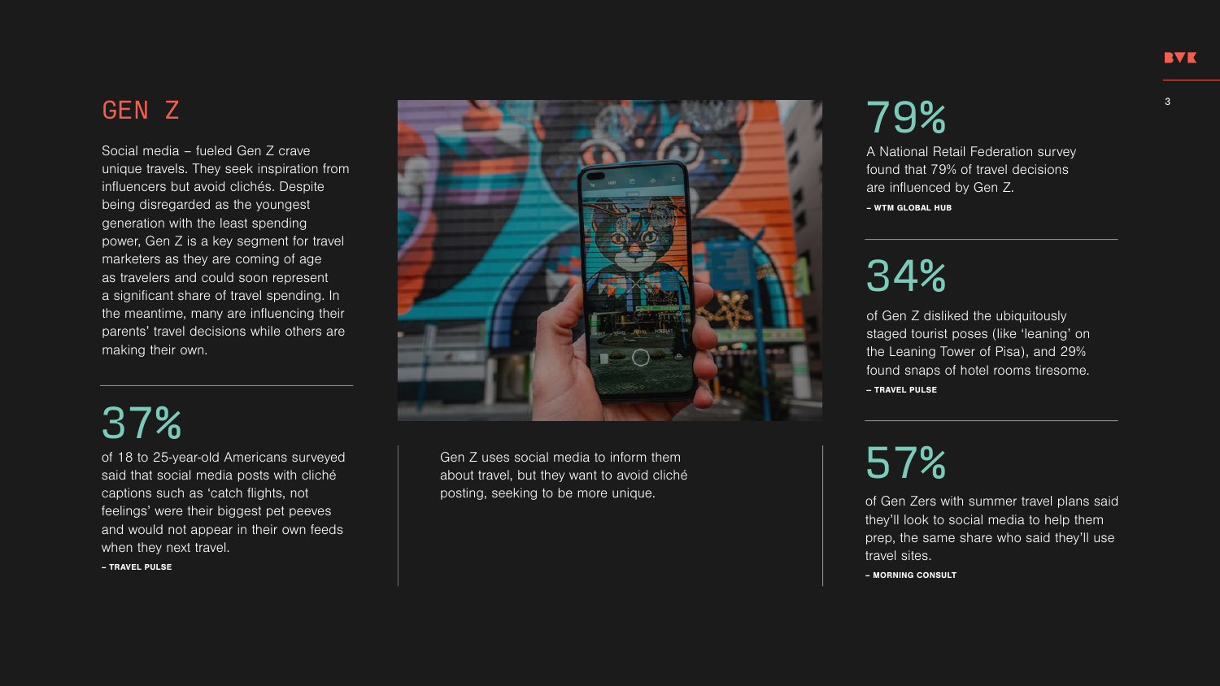# GEN Z

Social media – fueled Gen Z crave unique travels. They seek inspiration from influencers but avoid clichés. Despite being disregarded as the youngest generation with the least spending power, Gen Z is a key segment for travel marketers as they are coming of age as travelers and could soon represent a significant share of travel spending. In the meantime, many are influencing their parents' travel decisions while others are making their own.

## 37%

of 18 to 25-year-old Americans surveyed said that social media posts with cliché captions such as 'catch flights, not feelings' were their biggest pet peeves and would not appear in their own feeds when they next travel.

**– TRAVEL PULSE**

Gen Z uses social media to inform them about travel, but they want to avoid cliché posting, seeking to be more unique.

## 79%

A National Retail Federation survey found that 79% of travel decisions are influenced by Gen Z.

**– WTM GLOBAL HUB**

## 34%

of Gen Z disliked the ubiquitously staged tourist poses (like 'leaning' on the Leaning Tower of Pisa), and 29% found snaps of hotel rooms tiresome.

**– TRAVEL PULSE**

## 57%

of Gen Zers with summer travel plans said they'll look to social media to help them prep, the same share who said they'll use travel sites.

**– MORNING CONSULT**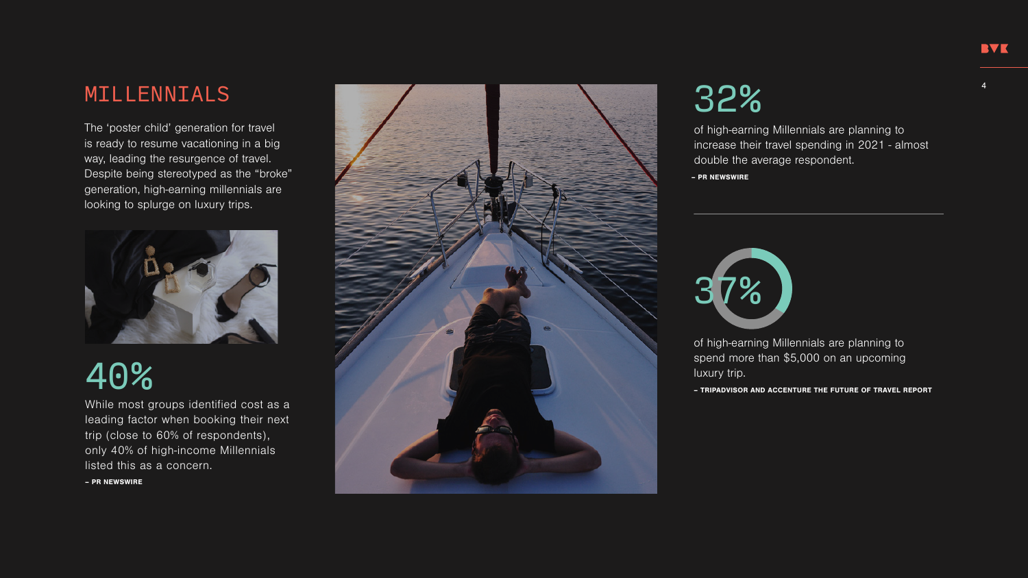# MILLENNIALS

The 'poster child' generation for travel is ready to resume vacationing in a big way, leading the resurgence of travel. Despite being stereotyped as the "broke" generation, high-earning millennials are looking to splurge on luxury trips.

## 40%

While most groups identified cost as a leading factor when booking their next trip (close to 60% of respondents), only 40% of high-income Millennials listed this as a concern.

**– PR NEWSWIRE**

## 32%

of high-earning Millennials are planning to increase their travel spending in 2021 - almost double the average respondent.

**– PR NEWSWIRE**

## 37%

of high-earning Millennials are planning to spend more than $5,000 on an upcoming luxury trip.

**– TRIPADVISOR AND ACCENTURE THE FUTURE OF TRAVEL REPORT**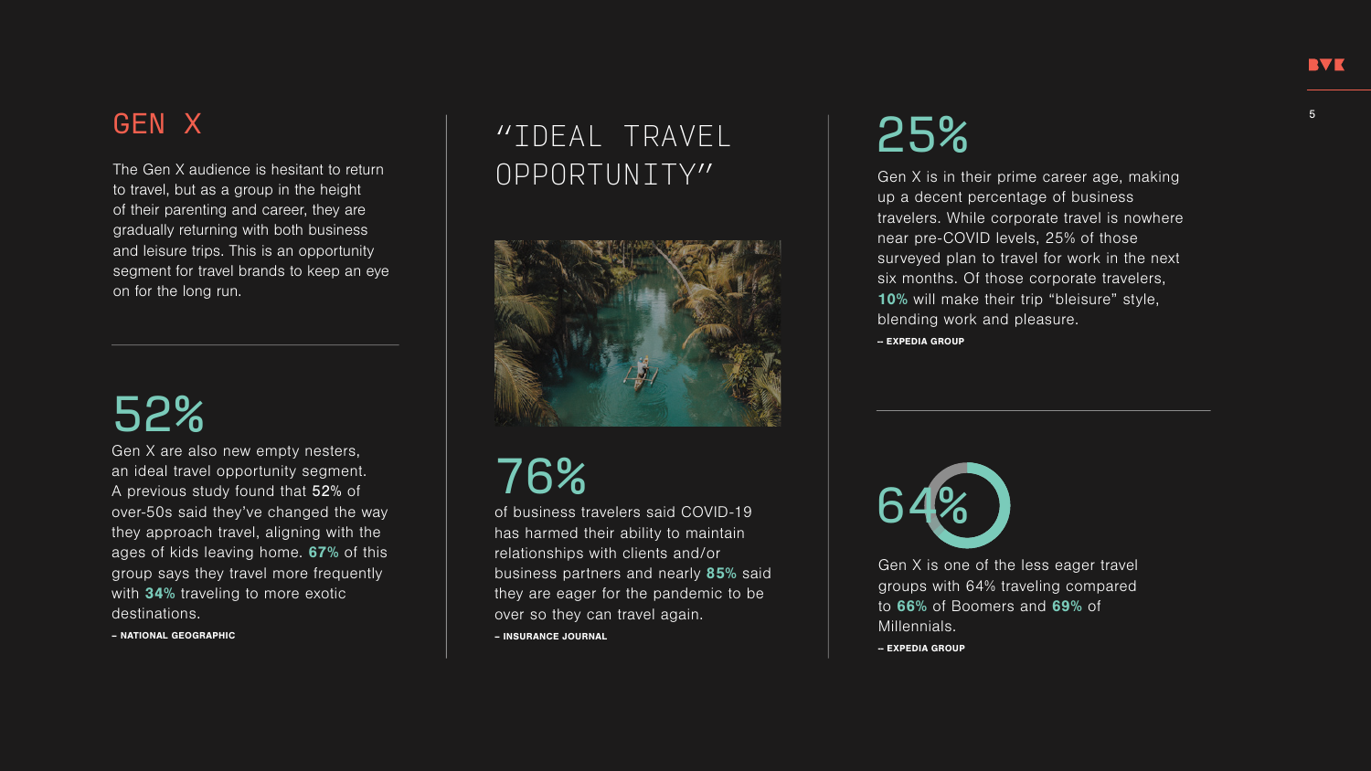# GEN X

The Gen X audience is hesitant to return to travel, but as a group in the height of their parenting and career, they are gradually returning with both business and leisure trips. This is an opportunity segment for travel brands to keep an eye on for the long run.

## 52%

Gen X are also new empty nesters, an ideal travel opportunity segment. A previous study found that 52% of over-50s said they've changed the way they approach travel, aligning with the ages of kids leaving home. **67%** of this group says they travel more frequently with **34%** traveling to more exotic destinations.

**– NATIONAL GEOGRAPHIC**

## "IDEAL TRAVEL OPPORTUNITY"

## 76%

of business travelers said COVID-19 has harmed their ability to maintain relationships with clients and/or business partners and nearly **85%** said they are eager for the pandemic to be over so they can travel again.

**– INSURANCE JOURNAL**

## 25%

Gen X is in their prime career age, making up a decent percentage of business travelers. While corporate travel is nowhere near pre-COVID levels, 25% of those surveyed plan to travel for work in the next six months. Of those corporate travelers, **10%** will make their trip "bleisure" style, blending work and pleasure.

**– EXPEDIA GROUP**

## 64%

Gen X is one of the less eager travel groups with 64% traveling compared to **66%** of Boomers and **69%** of Millennials.

**– EXPEDIA GROUP**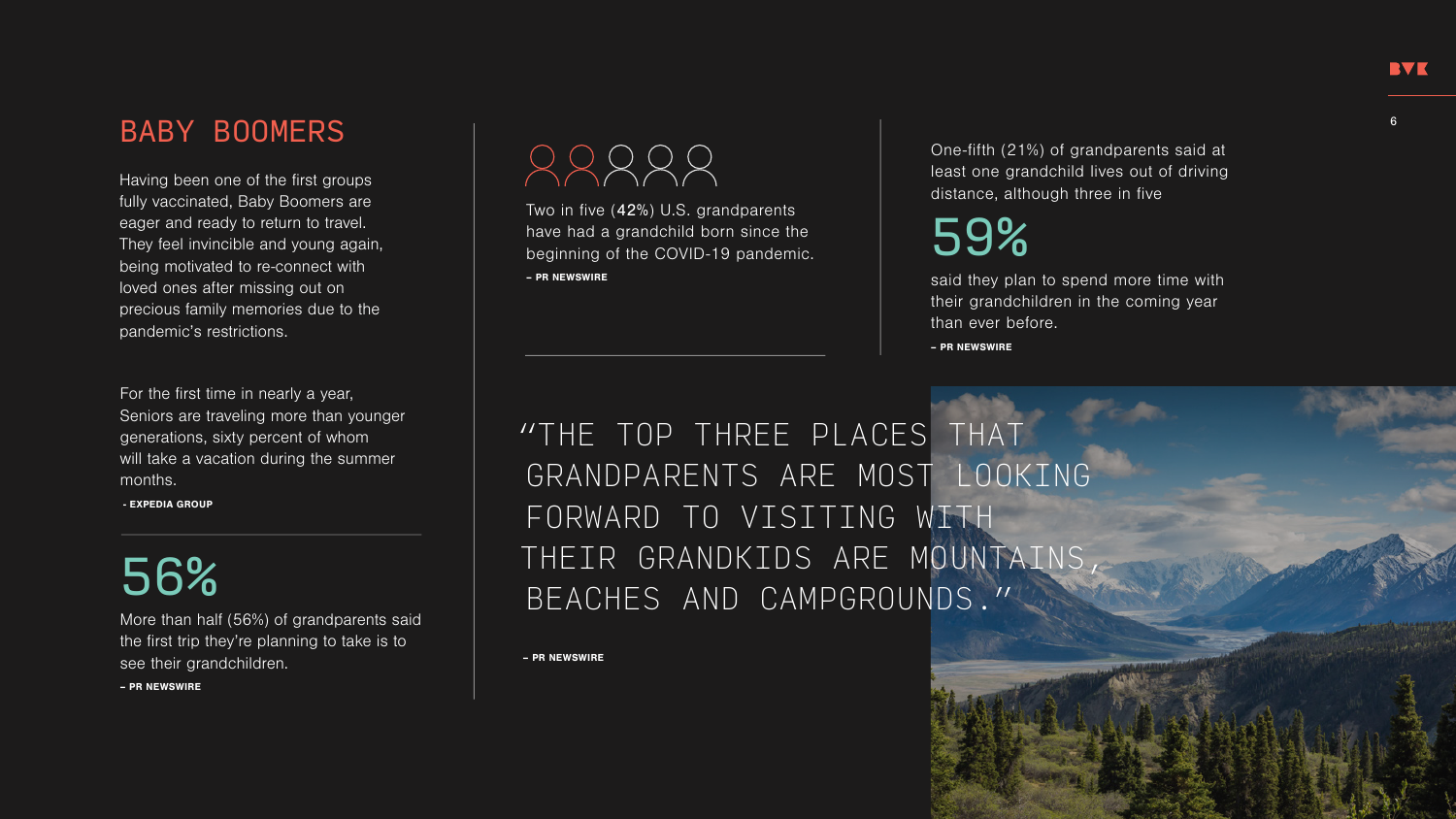# BABY BOOMERS

Having been one of the first groups fully vaccinated, Baby Boomers are eager and ready to return to travel. They feel invincible and young again, being motivated to re-connect with loved ones after missing out on precious family memories due to the pandemic's restrictions.

For the first time in nearly a year, Seniors are traveling more than younger generations, sixty percent of whom will take a vacation during the summer months.

**- EXPEDIA GROUP**

56%

More than half (56%) of grandparents said the first trip they're planning to take is to see their grandchildren.

**– PR NEWSWIRE**

Two in five (**42%**) U.S. grandparents have had a grandchild born since the beginning of the COVID-19 pandemic.

**– PR NEWSWIRE**

One-fifth (21%) of grandparents said at least one grandchild lives out of driving distance, although three in five

59%

said they plan to spend more time with their grandchildren in the coming year than ever before.

**– PR NEWSWIRE**

"THE TOP THREE PLACES THAT GRANDPARENTS ARE MOST LOOKING FORWARD TO VISITING WITH THEIR GRANDKIDS ARE MOUNTAINS, BEACHES AND CAMPGROUNDS."

**– PR NEWSWIRE**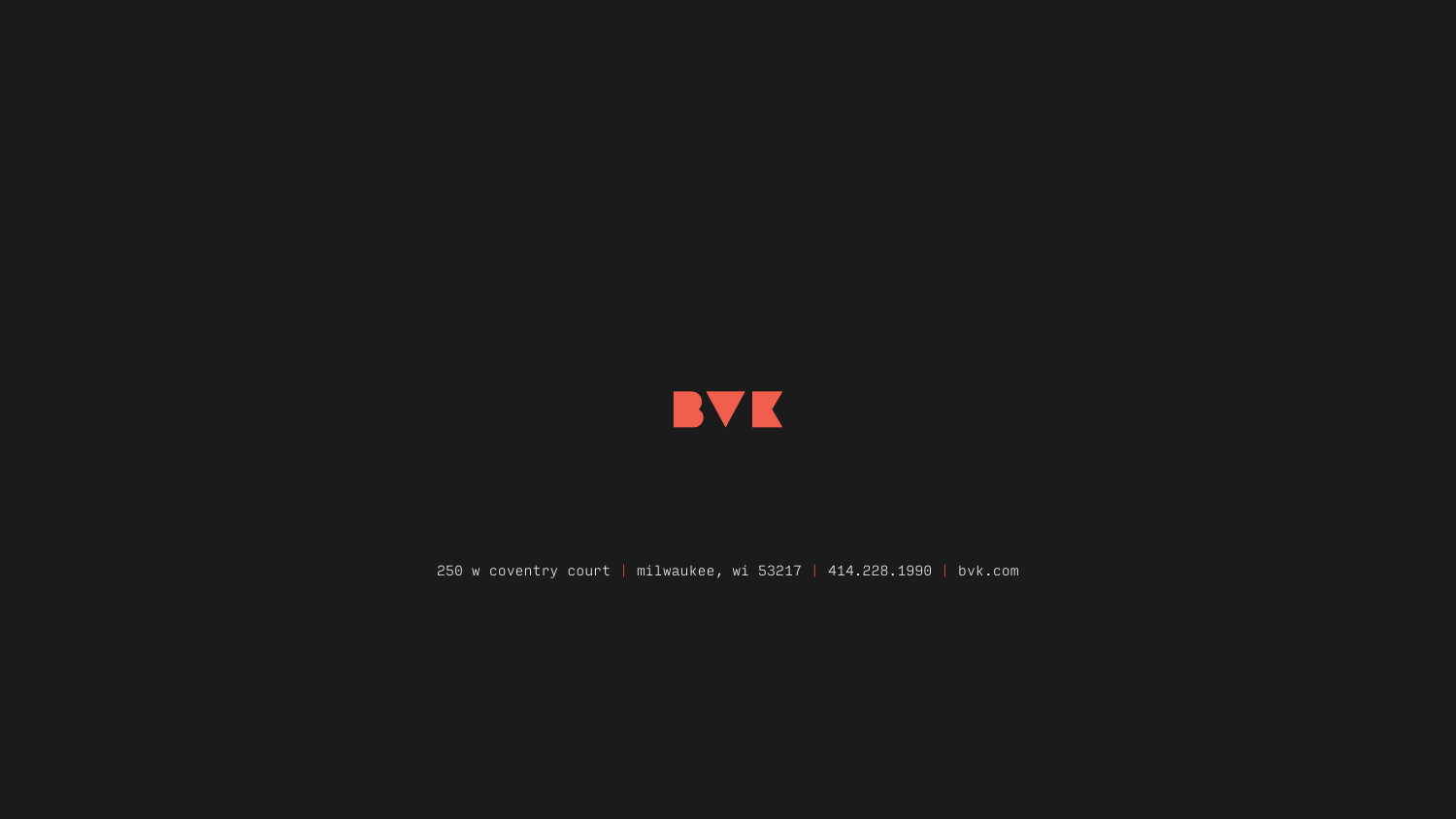BVK

250 w coventry court | milwaukee, wi 53217 | 414.228.1990 | bvk.com